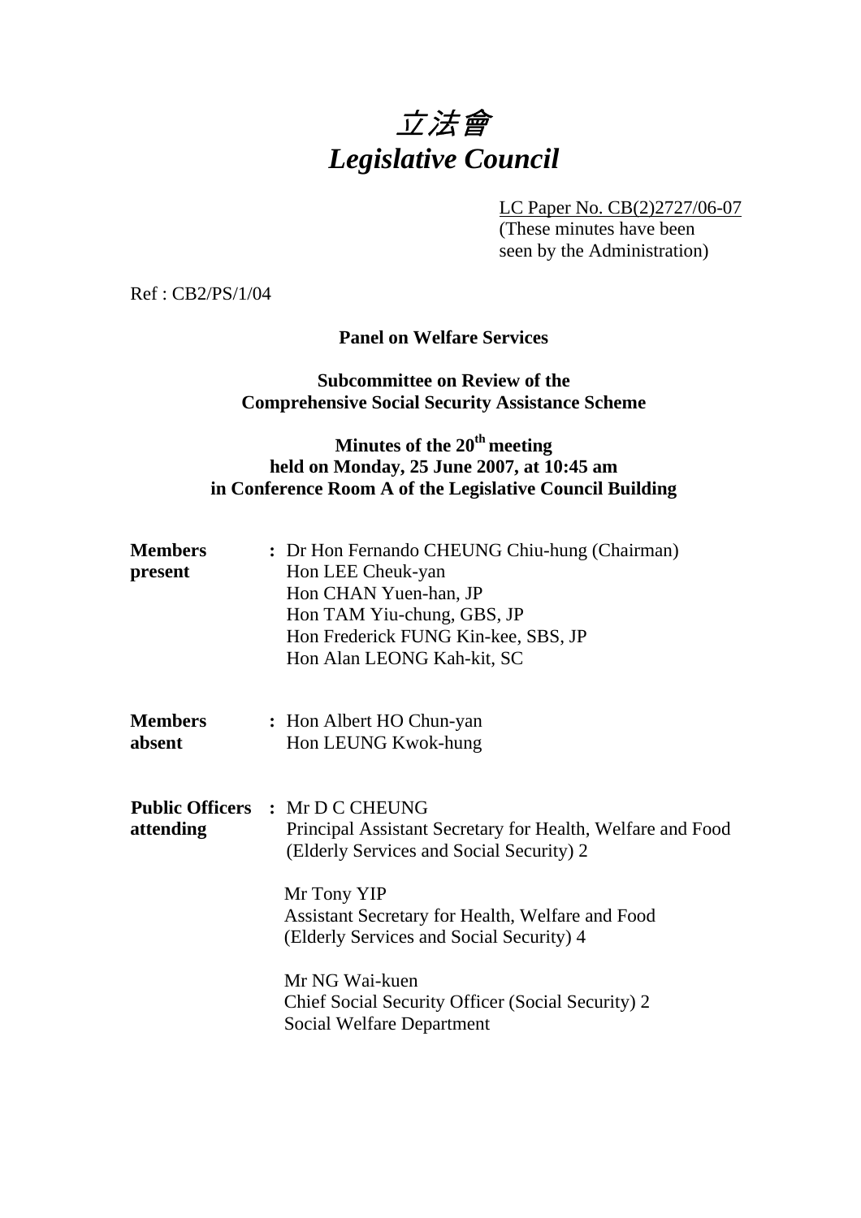# *立法會*
# *Legislative Council*

LC Paper No. CB(2)2727/06-07
(These minutes have been seen by the Administration)

Ref : CB2/PS/1/04

**Panel on Welfare Services**

**Subcommittee on Review of the Comprehensive Social Security Assistance Scheme**

**Minutes of the 20th meeting held on Monday, 25 June 2007, at 10:45 am in Conference Room A of the Legislative Council Building**

| | | |
|---|---|---|
| **Members present** | : | Dr Hon Fernando CHEUNG Chiu-hung (Chairman)<br>Hon LEE Cheuk-yan<br>Hon CHAN Yuen-han, JP<br>Hon TAM Yiu-chung, GBS, JP<br>Hon Frederick FUNG Kin-kee, SBS, JP<br>Hon Alan LEONG Kah-kit, SC |
| **Members absent** | : | Hon Albert HO Chun-yan<br>Hon LEUNG Kwok-hung |
| **Public Officers attending** | : | Mr D C CHEUNG<br>Principal Assistant Secretary for Health, Welfare and Food (Elderly Services and Social Security) 2<br><br>Mr Tony YIP<br>Assistant Secretary for Health, Welfare and Food (Elderly Services and Social Security) 4<br><br>Mr NG Wai-kuen<br>Chief Social Security Officer (Social Security) 2<br>Social Welfare Department |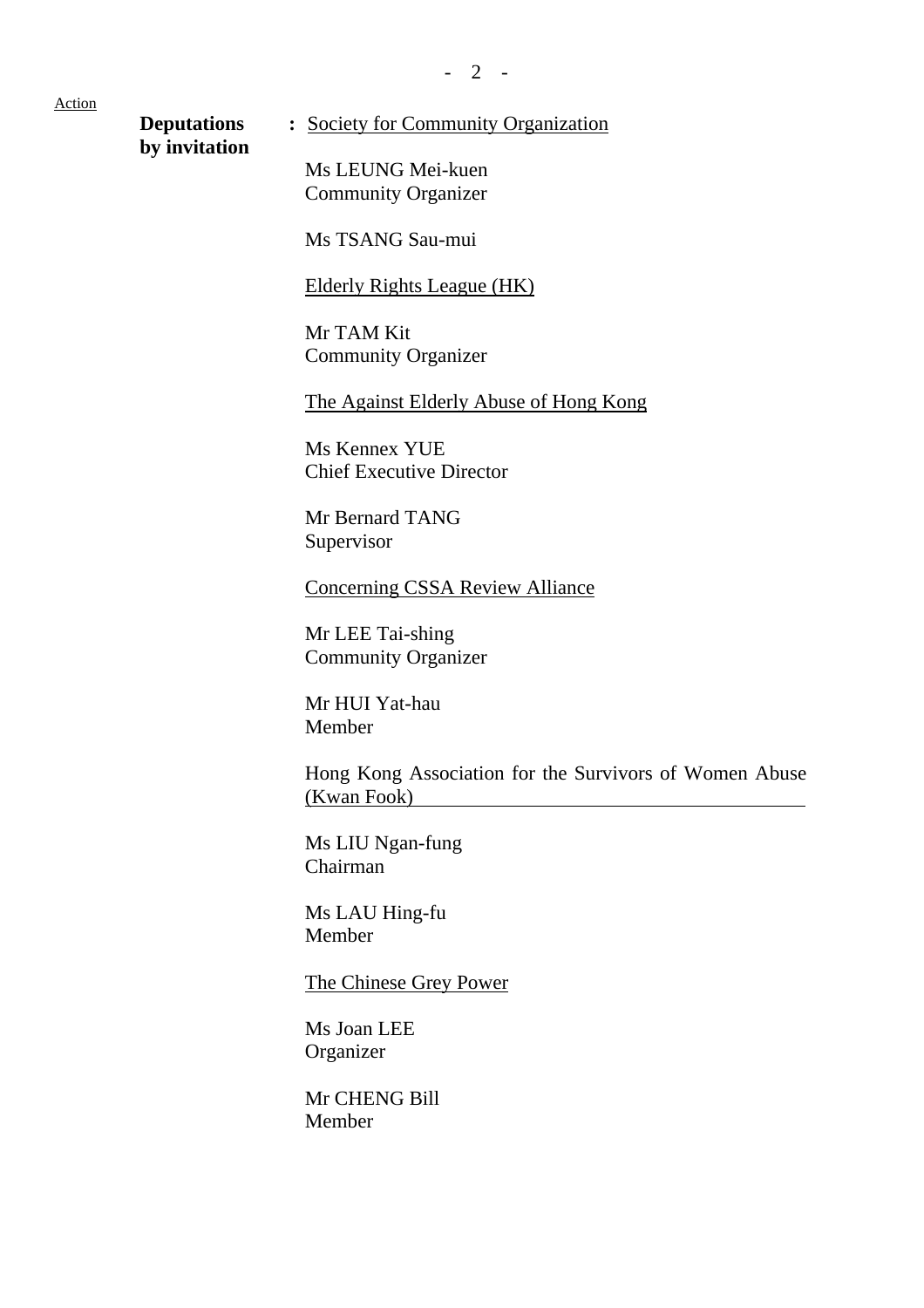Action

**Deputations by invitation** : Society for Community Organization

Ms LEUNG Mei-kuen
Community Organizer

Ms TSANG Sau-mui

Elderly Rights League (HK)

Mr TAM Kit
Community Organizer

The Against Elderly Abuse of Hong Kong

Ms Kennex YUE
Chief Executive Director

Mr Bernard TANG
Supervisor

Concerning CSSA Review Alliance

Mr LEE Tai-shing
Community Organizer

Mr HUI Yat-hau
Member

Hong Kong Association for the Survivors of Women Abuse (Kwan Fook)

Ms LIU Ngan-fung
Chairman

Ms LAU Hing-fu
Member

The Chinese Grey Power

Ms Joan LEE
Organizer

Mr CHENG Bill
Member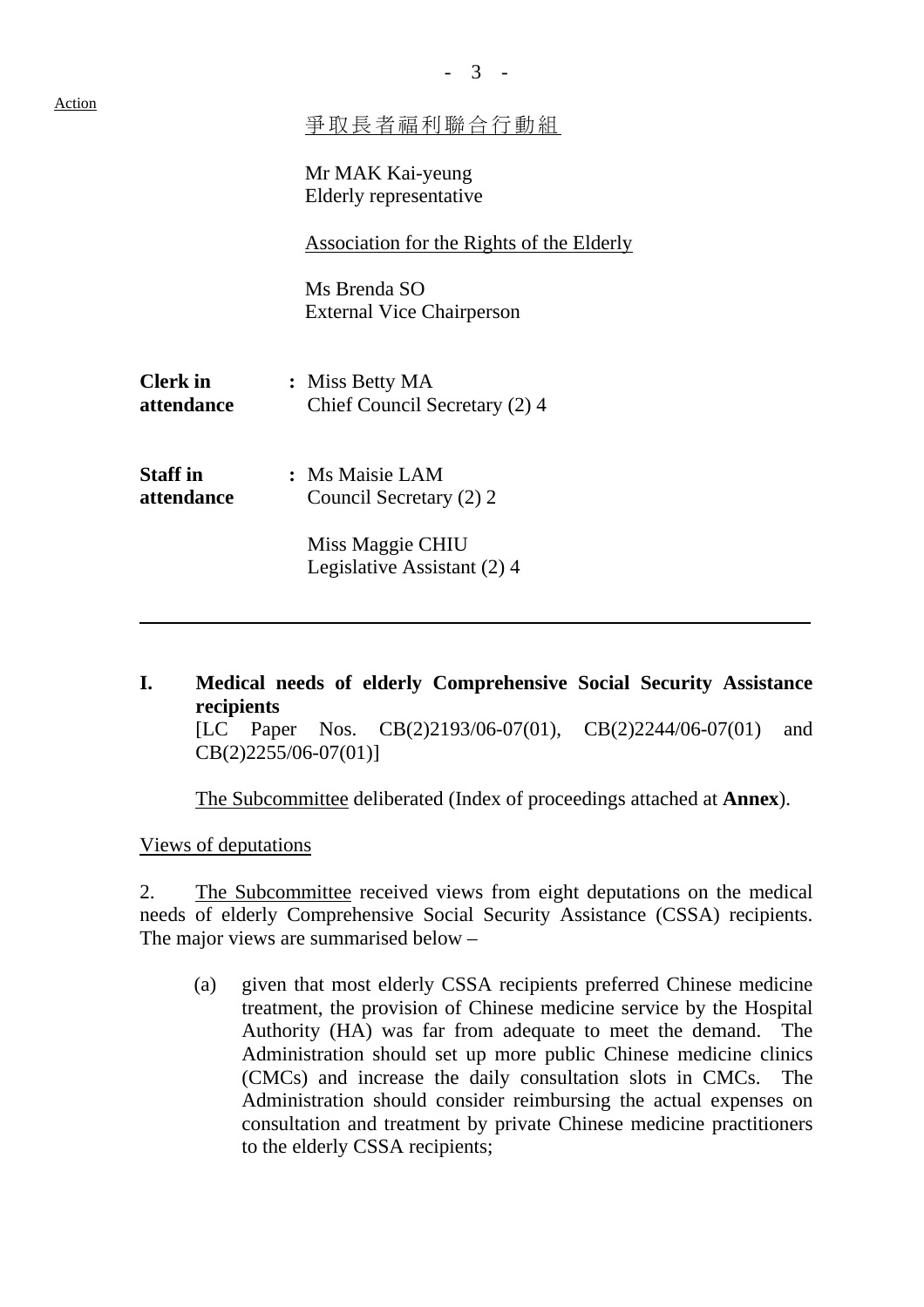Action

爭取長者福利聯合行動組

Mr MAK Kai-yeung
Elderly representative

Association for the Rights of the Elderly

Ms Brenda SO
External Vice Chairperson

**Clerk in attendance** : Miss Betty MA
Chief Council Secretary (2) 4

**Staff in attendance** : Ms Maisie LAM
Council Secretary (2) 2

Miss Maggie CHIU
Legislative Assistant (2) 4

---

**I. Medical needs of elderly Comprehensive Social Security Assistance recipients**
[LC Paper Nos. CB(2)2193/06-07(01), CB(2)2244/06-07(01) and CB(2)2255/06-07(01)]

The Subcommittee deliberated (Index of proceedings attached at **Annex**).

Views of deputations

2. The Subcommittee received views from eight deputations on the medical needs of elderly Comprehensive Social Security Assistance (CSSA) recipients. The major views are summarised below –

(a) given that most elderly CSSA recipients preferred Chinese medicine treatment, the provision of Chinese medicine service by the Hospital Authority (HA) was far from adequate to meet the demand. The Administration should set up more public Chinese medicine clinics (CMCs) and increase the daily consultation slots in CMCs. The Administration should consider reimbursing the actual expenses on consultation and treatment by private Chinese medicine practitioners to the elderly CSSA recipients;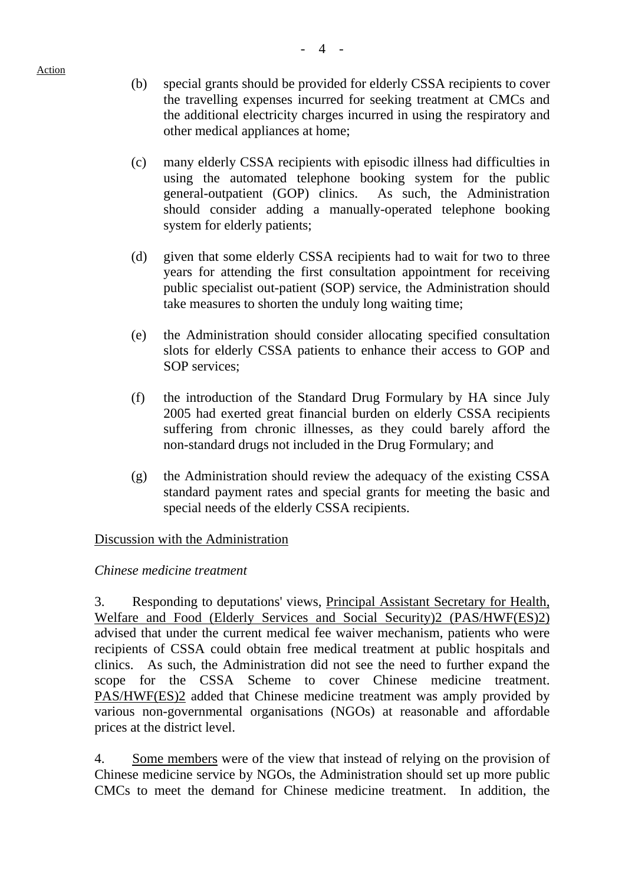Action

(b) special grants should be provided for elderly CSSA recipients to cover the travelling expenses incurred for seeking treatment at CMCs and the additional electricity charges incurred in using the respiratory and other medical appliances at home;

(c) many elderly CSSA recipients with episodic illness had difficulties in using the automated telephone booking system for the public general-outpatient (GOP) clinics. As such, the Administration should consider adding a manually-operated telephone booking system for elderly patients;

(d) given that some elderly CSSA recipients had to wait for two to three years for attending the first consultation appointment for receiving public specialist out-patient (SOP) service, the Administration should take measures to shorten the unduly long waiting time;

(e) the Administration should consider allocating specified consultation slots for elderly CSSA patients to enhance their access to GOP and SOP services;

(f) the introduction of the Standard Drug Formulary by HA since July 2005 had exerted great financial burden on elderly CSSA recipients suffering from chronic illnesses, as they could barely afford the non-standard drugs not included in the Drug Formulary; and

(g) the Administration should review the adequacy of the existing CSSA standard payment rates and special grants for meeting the basic and special needs of the elderly CSSA recipients.

Discussion with the Administration

*Chinese medicine treatment*

3. Responding to deputations' views, Principal Assistant Secretary for Health, Welfare and Food (Elderly Services and Social Security)2 (PAS/HWF(ES)2) advised that under the current medical fee waiver mechanism, patients who were recipients of CSSA could obtain free medical treatment at public hospitals and clinics. As such, the Administration did not see the need to further expand the scope for the CSSA Scheme to cover Chinese medicine treatment. PAS/HWF(ES)2 added that Chinese medicine treatment was amply provided by various non-governmental organisations (NGOs) at reasonable and affordable prices at the district level.

4. Some members were of the view that instead of relying on the provision of Chinese medicine service by NGOs, the Administration should set up more public CMCs to meet the demand for Chinese medicine treatment. In addition, the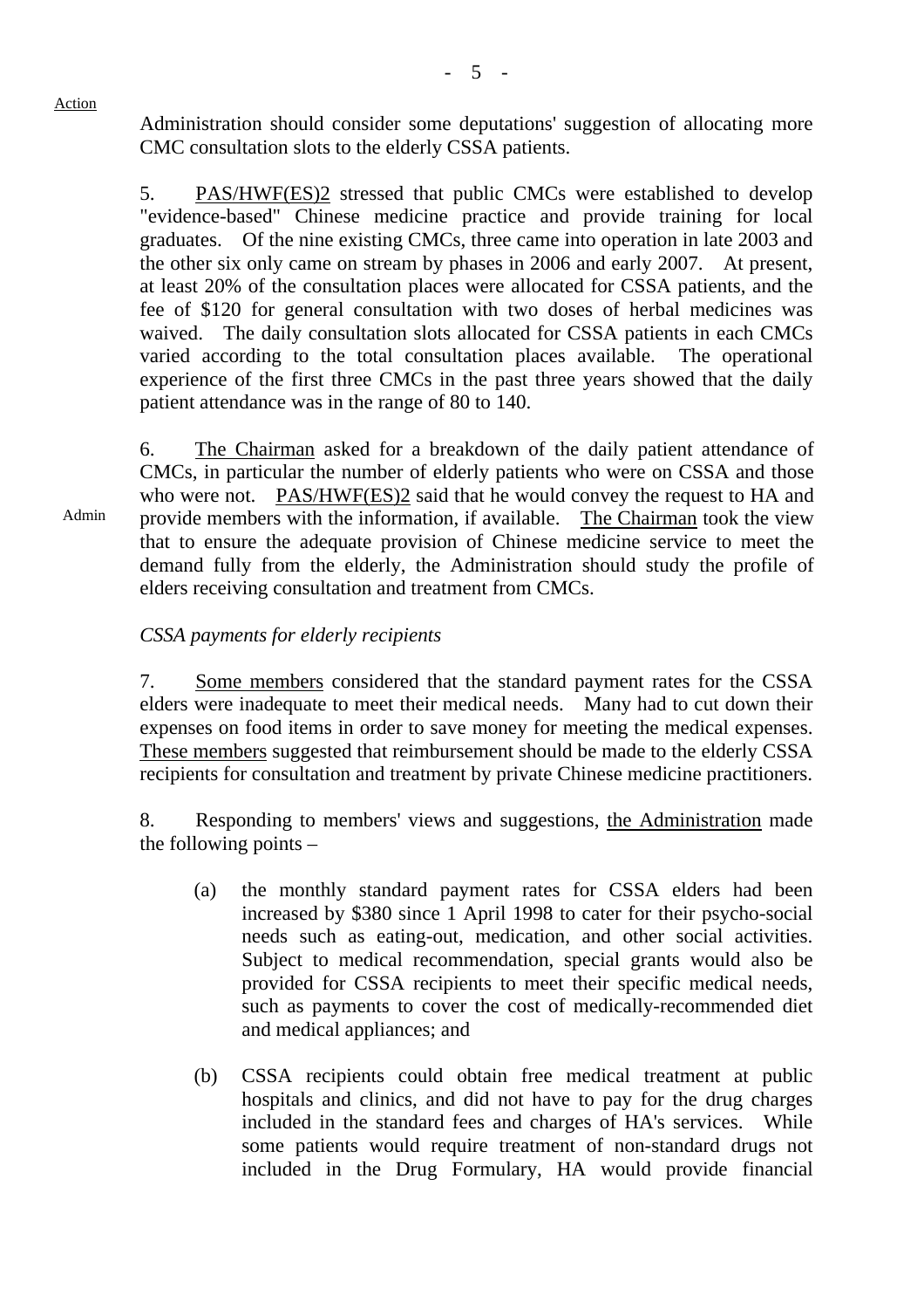Action

Administration should consider some deputations' suggestion of allocating more CMC consultation slots to the elderly CSSA patients.

5. PAS/HWF(ES)2 stressed that public CMCs were established to develop "evidence-based" Chinese medicine practice and provide training for local graduates. Of the nine existing CMCs, three came into operation in late 2003 and the other six only came on stream by phases in 2006 and early 2007. At present, at least 20% of the consultation places were allocated for CSSA patients, and the fee of $120 for general consultation with two doses of herbal medicines was waived. The daily consultation slots allocated for CSSA patients in each CMCs varied according to the total consultation places available. The operational experience of the first three CMCs in the past three years showed that the daily patient attendance was in the range of 80 to 140.

6. The Chairman asked for a breakdown of the daily patient attendance of CMCs, in particular the number of elderly patients who were on CSSA and those who were not. PAS/HWF(ES)2 said that he would convey the request to HA and provide members with the information, if available. The Chairman took the view that to ensure the adequate provision of Chinese medicine service to meet the demand fully from the elderly, the Administration should study the profile of elders receiving consultation and treatment from CMCs.

Admin

*CSSA payments for elderly recipients*

7. Some members considered that the standard payment rates for the CSSA elders were inadequate to meet their medical needs. Many had to cut down their expenses on food items in order to save money for meeting the medical expenses. These members suggested that reimbursement should be made to the elderly CSSA recipients for consultation and treatment by private Chinese medicine practitioners.

8. Responding to members' views and suggestions, the Administration made the following points –

(a) the monthly standard payment rates for CSSA elders had been increased by $380 since 1 April 1998 to cater for their psycho-social needs such as eating-out, medication, and other social activities. Subject to medical recommendation, special grants would also be provided for CSSA recipients to meet their specific medical needs, such as payments to cover the cost of medically-recommended diet and medical appliances; and

(b) CSSA recipients could obtain free medical treatment at public hospitals and clinics, and did not have to pay for the drug charges included in the standard fees and charges of HA's services. While some patients would require treatment of non-standard drugs not included in the Drug Formulary, HA would provide financial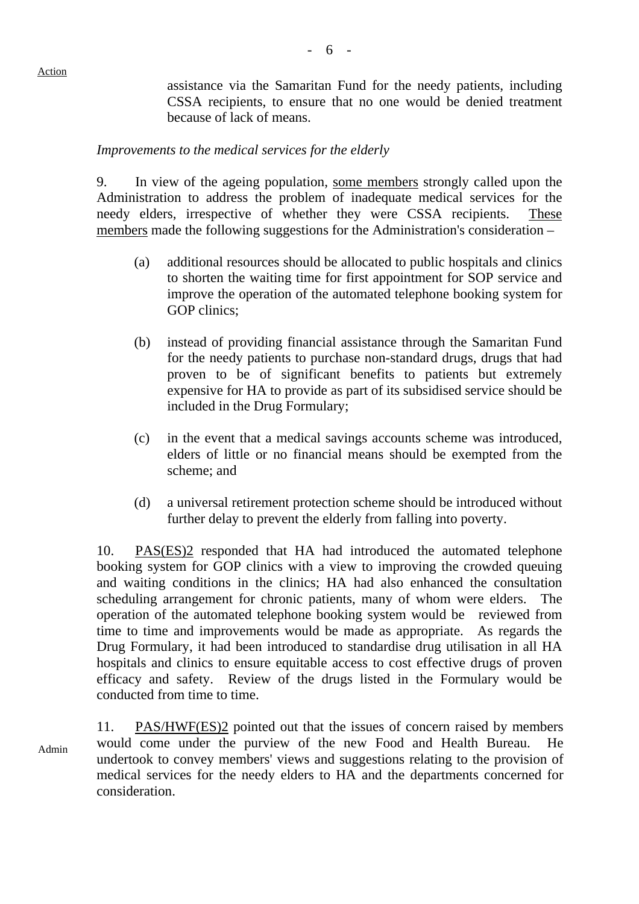Action

assistance via the Samaritan Fund for the needy patients, including CSSA recipients, to ensure that no one would be denied treatment because of lack of means.

*Improvements to the medical services for the elderly*

9. In view of the ageing population, some members strongly called upon the Administration to address the problem of inadequate medical services for the needy elders, irrespective of whether they were CSSA recipients. These members made the following suggestions for the Administration's consideration –

(a) additional resources should be allocated to public hospitals and clinics to shorten the waiting time for first appointment for SOP service and improve the operation of the automated telephone booking system for GOP clinics;

(b) instead of providing financial assistance through the Samaritan Fund for the needy patients to purchase non-standard drugs, drugs that had proven to be of significant benefits to patients but extremely expensive for HA to provide as part of its subsidised service should be included in the Drug Formulary;

(c) in the event that a medical savings accounts scheme was introduced, elders of little or no financial means should be exempted from the scheme; and

(d) a universal retirement protection scheme should be introduced without further delay to prevent the elderly from falling into poverty.

10. PAS(ES)2 responded that HA had introduced the automated telephone booking system for GOP clinics with a view to improving the crowded queuing and waiting conditions in the clinics; HA had also enhanced the consultation scheduling arrangement for chronic patients, many of whom were elders. The operation of the automated telephone booking system would be reviewed from time to time and improvements would be made as appropriate. As regards the Drug Formulary, it had been introduced to standardise drug utilisation in all HA hospitals and clinics to ensure equitable access to cost effective drugs of proven efficacy and safety. Review of the drugs listed in the Formulary would be conducted from time to time.

Admin

11. PAS/HWF(ES)2 pointed out that the issues of concern raised by members would come under the purview of the new Food and Health Bureau. He undertook to convey members' views and suggestions relating to the provision of medical services for the needy elders to HA and the departments concerned for consideration.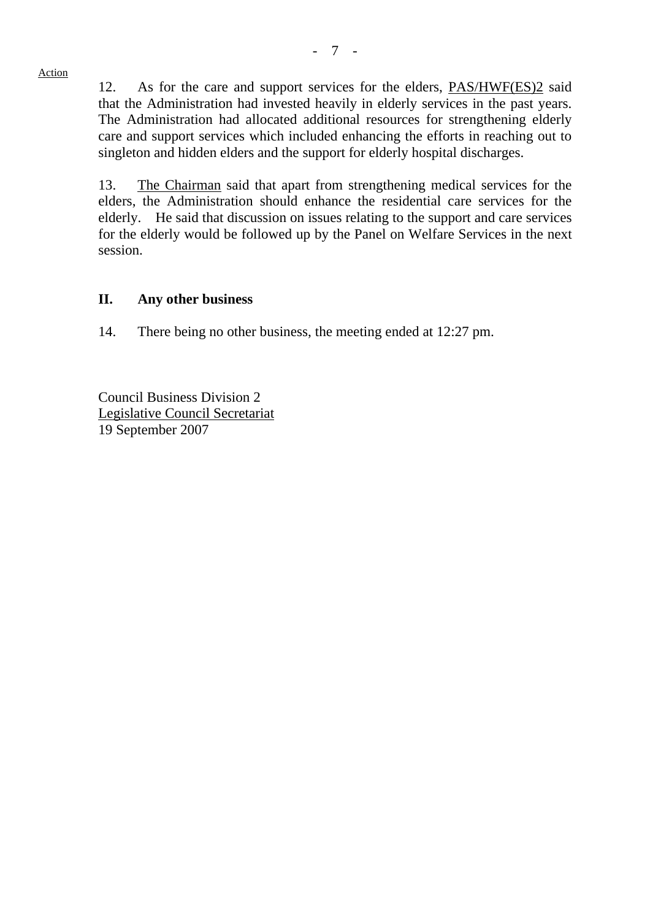Action

12. As for the care and support services for the elders, PAS/HWF(ES)2 said that the Administration had invested heavily in elderly services in the past years. The Administration had allocated additional resources for strengthening elderly care and support services which included enhancing the efforts in reaching out to singleton and hidden elders and the support for elderly hospital discharges.

13. The Chairman said that apart from strengthening medical services for the elders, the Administration should enhance the residential care services for the elderly. He said that discussion on issues relating to the support and care services for the elderly would be followed up by the Panel on Welfare Services in the next session.

## II. Any other business

14. There being no other business, the meeting ended at 12:27 pm.

Council Business Division 2
Legislative Council Secretariat
19 September 2007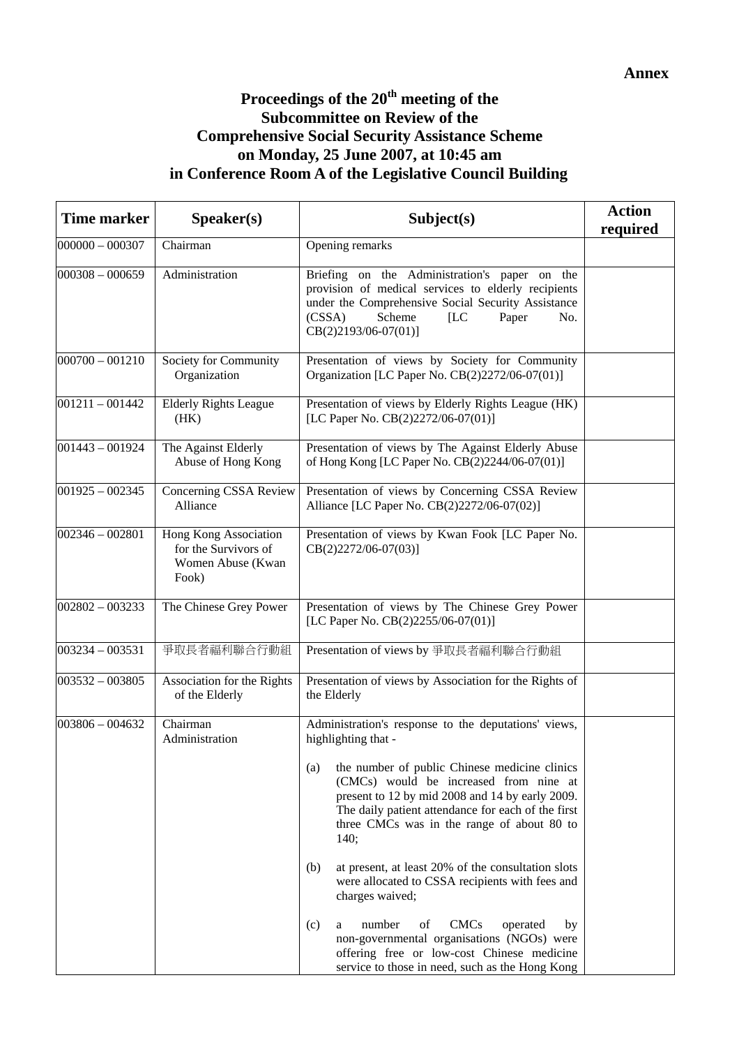**Annex**

# Proceedings of the 20th meeting of the Subcommittee on Review of the Comprehensive Social Security Assistance Scheme on Monday, 25 June 2007, at 10:45 am in Conference Room A of the Legislative Council Building

| Time marker | Speaker(s) | Subject(s) | Action required |
|---|---|---|---|
| 000000 – 000307 | Chairman | Opening remarks | |
| 000308 – 000659 | Administration | Briefing on the Administration's paper on the provision of medical services to elderly recipients under the Comprehensive Social Security Assistance (CSSA) Scheme [LC Paper No. CB(2)2193/06-07(01)] | |
| 000700 – 001210 | Society for Community Organization | Presentation of views by Society for Community Organization [LC Paper No. CB(2)2272/06-07(01)] | |
| 001211 – 001442 | Elderly Rights League (HK) | Presentation of views by Elderly Rights League (HK) [LC Paper No. CB(2)2272/06-07(01)] | |
| 001443 – 001924 | The Against Elderly Abuse of Hong Kong | Presentation of views by The Against Elderly Abuse of Hong Kong [LC Paper No. CB(2)2244/06-07(01)] | |
| 001925 – 002345 | Concerning CSSA Review Alliance | Presentation of views by Concerning CSSA Review Alliance [LC Paper No. CB(2)2272/06-07(02)] | |
| 002346 – 002801 | Hong Kong Association for the Survivors of Women Abuse (Kwan Fook) | Presentation of views by Kwan Fook [LC Paper No. CB(2)2272/06-07(03)] | |
| 002802 – 003233 | The Chinese Grey Power | Presentation of views by The Chinese Grey Power [LC Paper No. CB(2)2255/06-07(01)] | |
| 003234 – 003531 | 爭取長者福利聯合行動組 | Presentation of views by 爭取長者福利聯合行動組 | |
| 003532 – 003805 | Association for the Rights of the Elderly | Presentation of views by Association for the Rights of the Elderly | |
| 003806 – 004632 | Chairman<br>Administration | Administration's response to the deputations' views, highlighting that -<br><br>(a) the number of public Chinese medicine clinics (CMCs) would be increased from nine at present to 12 by mid 2008 and 14 by early 2009. The daily patient attendance for each of the first three CMCs was in the range of about 80 to 140;<br><br>(b) at present, at least 20% of the consultation slots were allocated to CSSA recipients with fees and charges waived;<br><br>(c) a number of CMCs operated by non-governmental organisations (NGOs) were offering free or low-cost Chinese medicine service to those in need, such as the Hong Kong | |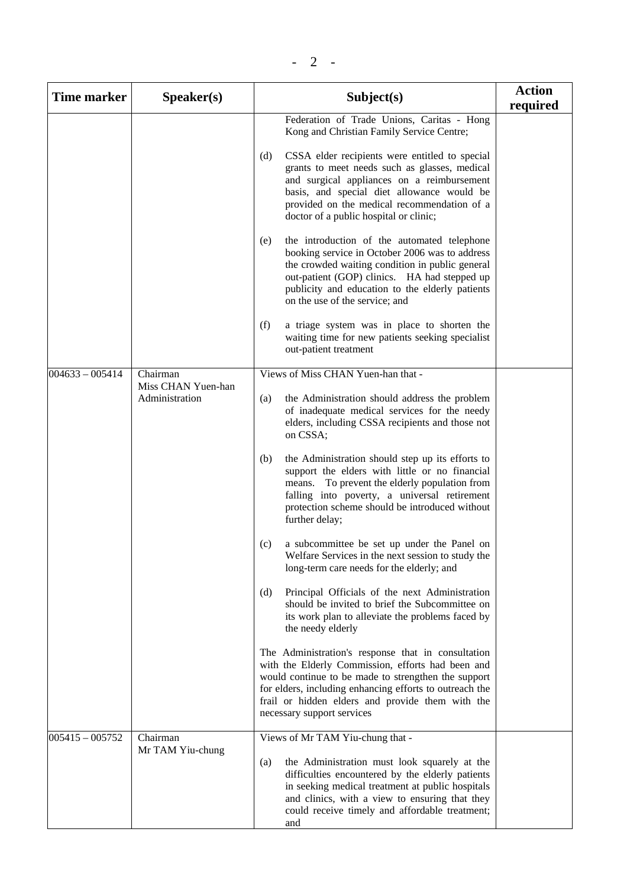| Time marker | Speaker(s) | Subject(s) | Action required |
|---|---|---|---|
| | | Federation of Trade Unions, Caritas - Hong Kong and Christian Family Service Centre;<br><br>(d) CSSA elder recipients were entitled to special grants to meet needs such as glasses, medical and surgical appliances on a reimbursement basis, and special diet allowance would be provided on the medical recommendation of a doctor of a public hospital or clinic;<br><br>(e) the introduction of the automated telephone booking service in October 2006 was to address the crowded waiting condition in public general out-patient (GOP) clinics. HA had stepped up publicity and education to the elderly patients on the use of the service; and<br><br>(f) a triage system was in place to shorten the waiting time for new patients seeking specialist out-patient treatment | |
| 004633 – 005414 | Chairman<br>Miss CHAN Yuen-han<br>Administration | Views of Miss CHAN Yuen-han that -<br><br>(a) the Administration should address the problem of inadequate medical services for the needy elders, including CSSA recipients and those not on CSSA;<br><br>(b) the Administration should step up its efforts to support the elders with little or no financial means. To prevent the elderly population from falling into poverty, a universal retirement protection scheme should be introduced without further delay;<br><br>(c) a subcommittee be set up under the Panel on Welfare Services in the next session to study the long-term care needs for the elderly; and<br><br>(d) Principal Officials of the next Administration should be invited to brief the Subcommittee on its work plan to alleviate the problems faced by the needy elderly<br><br>The Administration's response that in consultation with the Elderly Commission, efforts had been and would continue to be made to strengthen the support for elders, including enhancing efforts to outreach the frail or hidden elders and provide them with the necessary support services | |
| 005415 – 005752 | Chairman<br>Mr TAM Yiu-chung | Views of Mr TAM Yiu-chung that -<br><br>(a) the Administration must look squarely at the difficulties encountered by the elderly patients in seeking medical treatment at public hospitals and clinics, with a view to ensuring that they could receive timely and affordable treatment; and | |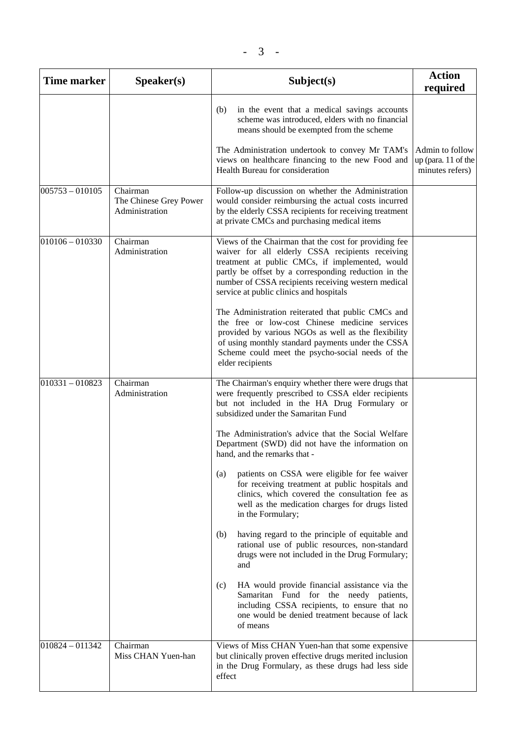| Time marker | Speaker(s) | Subject(s) | Action required |
|---|---|---|---|
| | | (b) in the event that a medical savings accounts scheme was introduced, elders with no financial means should be exempted from the scheme<br><br>The Administration undertook to convey Mr TAM's views on healthcare financing to the new Food and Health Bureau for consideration | Admin to follow up (para. 11 of the minutes refers) |
| 005753 – 010105 | Chairman<br>The Chinese Grey Power<br>Administration | Follow-up discussion on whether the Administration would consider reimbursing the actual costs incurred by the elderly CSSA recipients for receiving treatment at private CMCs and purchasing medical items | |
| 010106 – 010330 | Chairman<br>Administration | Views of the Chairman that the cost for providing fee waiver for all elderly CSSA recipients receiving treatment at public CMCs, if implemented, would partly be offset by a corresponding reduction in the number of CSSA recipients receiving western medical service at public clinics and hospitals<br><br>The Administration reiterated that public CMCs and the free or low-cost Chinese medicine services provided by various NGOs as well as the flexibility of using monthly standard payments under the CSSA Scheme could meet the psycho-social needs of the elder recipients | |
| 010331 – 010823 | Chairman<br>Administration | The Chairman's enquiry whether there were drugs that were frequently prescribed to CSSA elder recipients but not included in the HA Drug Formulary or subsidized under the Samaritan Fund<br><br>The Administration's advice that the Social Welfare Department (SWD) did not have the information on hand, and the remarks that -<br><br>(a) patients on CSSA were eligible for fee waiver for receiving treatment at public hospitals and clinics, which covered the consultation fee as well as the medication charges for drugs listed in the Formulary;<br><br>(b) having regard to the principle of equitable and rational use of public resources, non-standard drugs were not included in the Drug Formulary; and<br><br>(c) HA would provide financial assistance via the Samaritan Fund for the needy patients, including CSSA recipients, to ensure that no one would be denied treatment because of lack of means | |
| 010824 – 011342 | Chairman<br>Miss CHAN Yuen-han | Views of Miss CHAN Yuen-han that some expensive but clinically proven effective drugs merited inclusion in the Drug Formulary, as these drugs had less side effect | |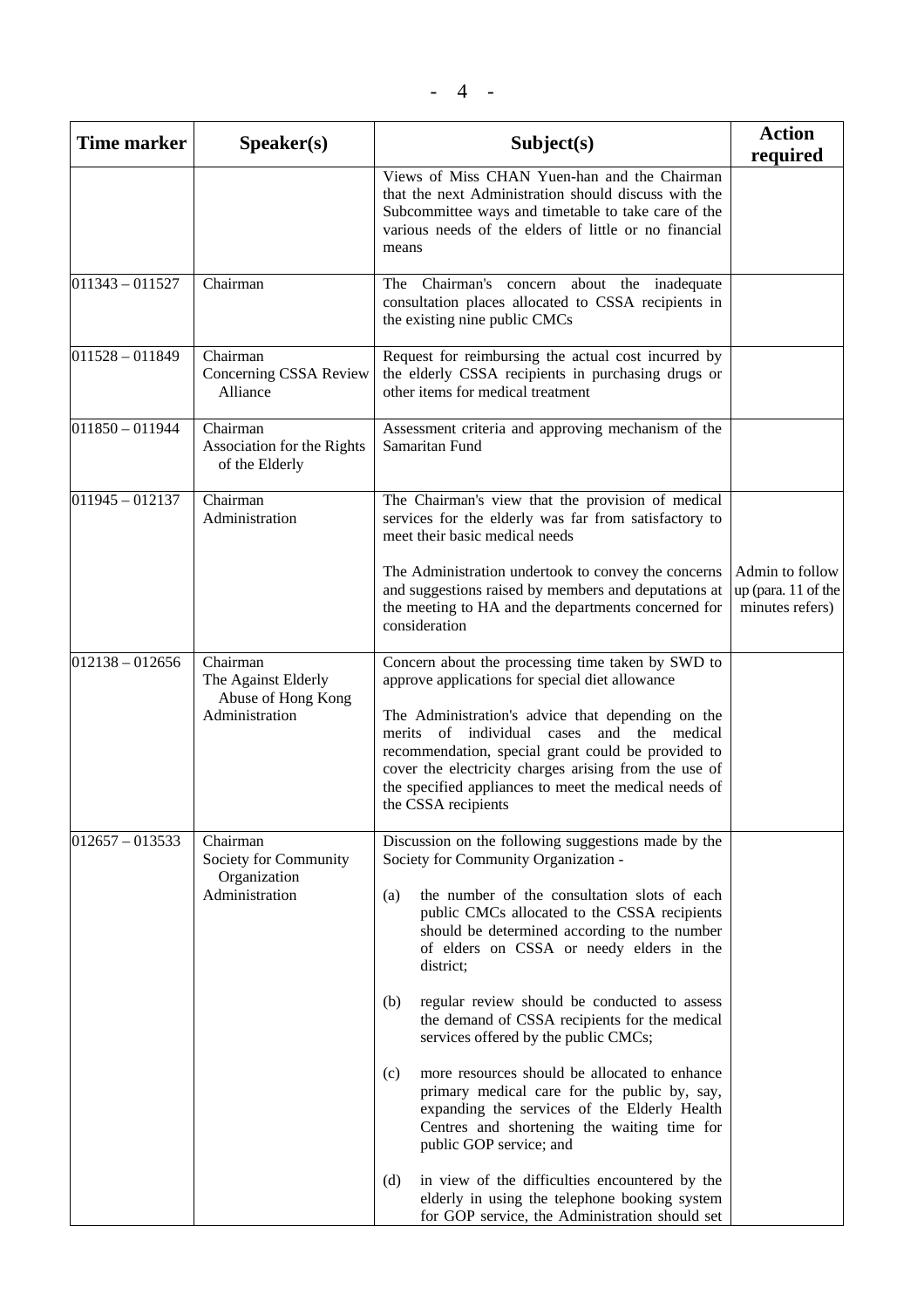| Time marker | Speaker(s) | Subject(s) | Action required |
|---|---|---|---|
| | | Views of Miss CHAN Yuen-han and the Chairman that the next Administration should discuss with the Subcommittee ways and timetable to take care of the various needs of the elders of little or no financial means | |
| 011343 – 011527 | Chairman | The Chairman's concern about the inadequate consultation places allocated to CSSA recipients in the existing nine public CMCs | |
| 011528 – 011849 | Chairman<br>Concerning CSSA Review Alliance | Request for reimbursing the actual cost incurred by the elderly CSSA recipients in purchasing drugs or other items for medical treatment | |
| 011850 – 011944 | Chairman<br>Association for the Rights of the Elderly | Assessment criteria and approving mechanism of the Samaritan Fund | |
| 011945 – 012137 | Chairman<br>Administration | The Chairman's view that the provision of medical services for the elderly was far from satisfactory to meet their basic medical needs<br><br>The Administration undertook to convey the concerns and suggestions raised by members and deputations at the meeting to HA and the departments concerned for consideration | Admin to follow up (para. 11 of the minutes refers) |
| 012138 – 012656 | Chairman<br>The Against Elderly Abuse of Hong Kong<br>Administration | Concern about the processing time taken by SWD to approve applications for special diet allowance<br><br>The Administration's advice that depending on the merits of individual cases and the medical recommendation, special grant could be provided to cover the electricity charges arising from the use of the specified appliances to meet the medical needs of the CSSA recipients | |
| 012657 – 013533 | Chairman<br>Society for Community Organization<br>Administration | Discussion on the following suggestions made by the Society for Community Organization -<br><br>(a) the number of the consultation slots of each public CMCs allocated to the CSSA recipients should be determined according to the number of elders on CSSA or needy elders in the district;<br><br>(b) regular review should be conducted to assess the demand of CSSA recipients for the medical services offered by the public CMCs;<br><br>(c) more resources should be allocated to enhance primary medical care for the public by, say, expanding the services of the Elderly Health Centres and shortening the waiting time for public GOP service; and<br><br>(d) in view of the difficulties encountered by the elderly in using the telephone booking system for GOP service, the Administration should set | |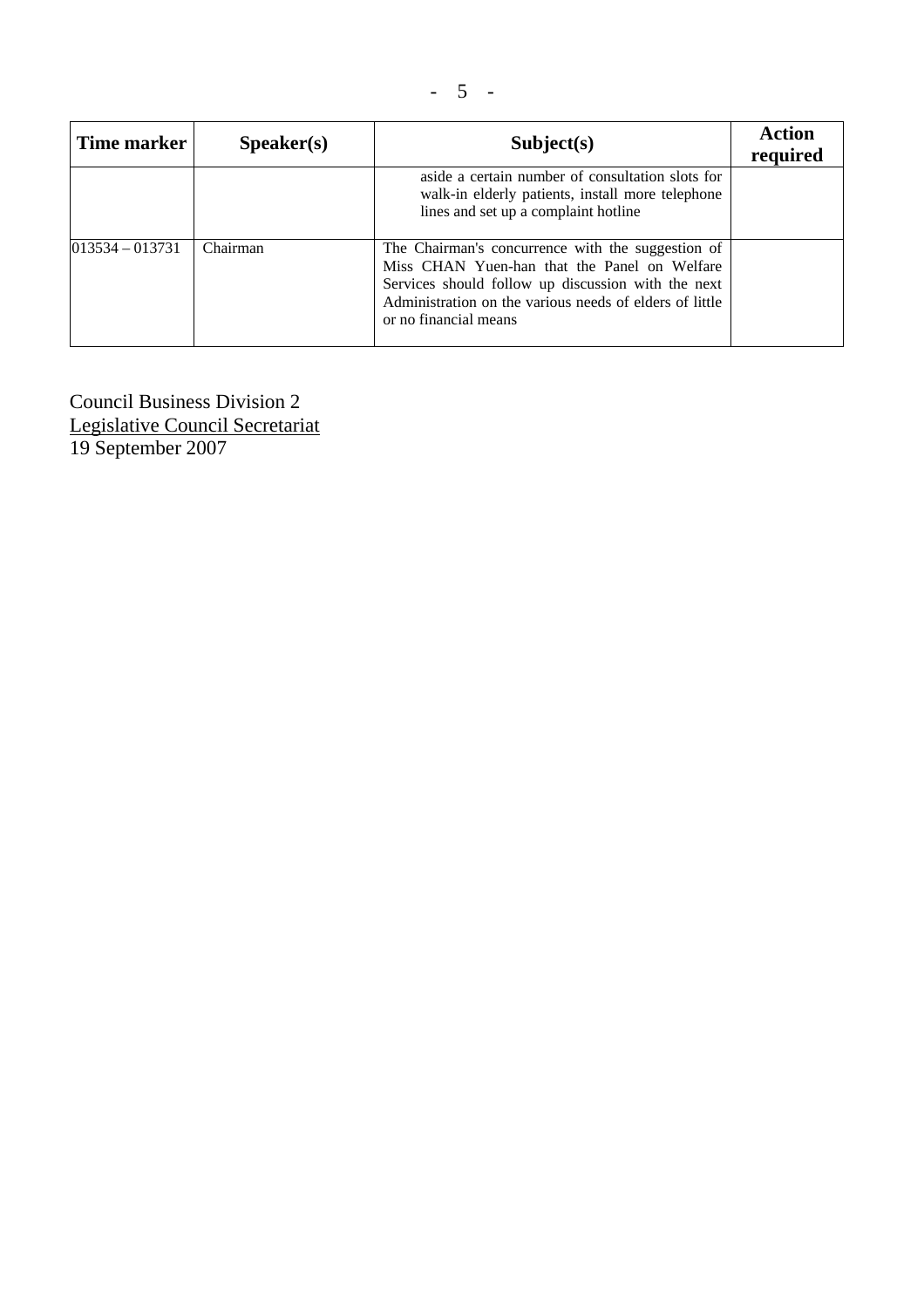| Time marker | Speaker(s) | Subject(s) | Action required |
|---|---|---|---|
| | | aside a certain number of consultation slots for walk-in elderly patients, install more telephone lines and set up a complaint hotline | |
| 013534 – 013731 | Chairman | The Chairman's concurrence with the suggestion of Miss CHAN Yuen-han that the Panel on Welfare Services should follow up discussion with the next Administration on the various needs of elders of little or no financial means | |

Council Business Division 2
Legislative Council Secretariat
19 September 2007